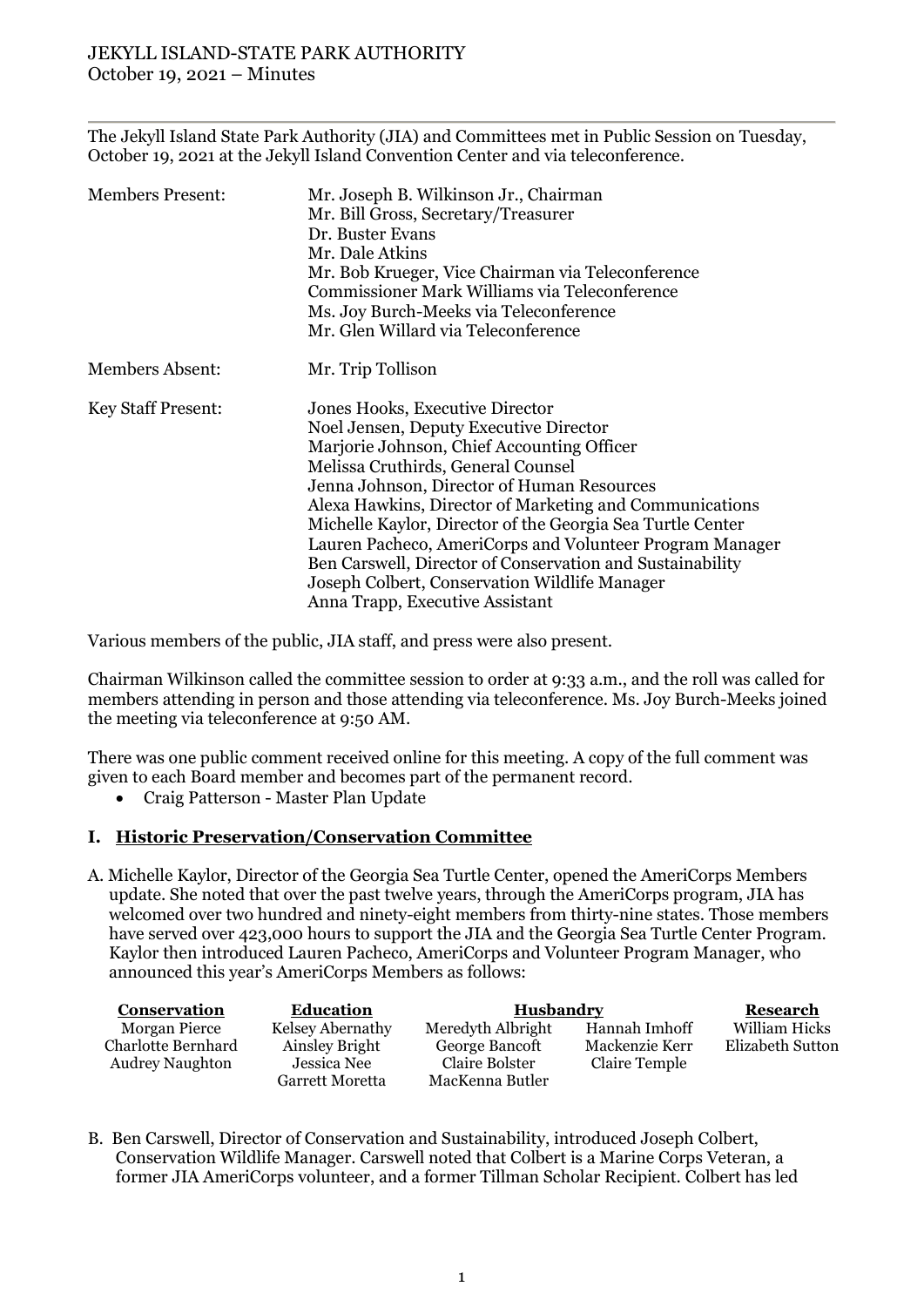# JEKYLL ISLAND-STATE PARK AUTHORITY
October 19, 2021 – Minutes

The Jekyll Island State Park Authority (JIA) and Committees met in Public Session on Tuesday, October 19, 2021 at the Jekyll Island Convention Center and via teleconference.

| | |
|---|---|
| Members Present: | Mr. Joseph B. Wilkinson Jr., Chairman<br>Mr. Bill Gross, Secretary/Treasurer<br>Dr. Buster Evans<br>Mr. Dale Atkins<br>Mr. Bob Krueger, Vice Chairman via Teleconference<br>Commissioner Mark Williams via Teleconference<br>Ms. Joy Burch-Meeks via Teleconference<br>Mr. Glen Willard via Teleconference |
| Members Absent: | Mr. Trip Tollison |
| Key Staff Present: | Jones Hooks, Executive Director<br>Noel Jensen, Deputy Executive Director<br>Marjorie Johnson, Chief Accounting Officer<br>Melissa Cruthirds, General Counsel<br>Jenna Johnson, Director of Human Resources<br>Alexa Hawkins, Director of Marketing and Communications<br>Michelle Kaylor, Director of the Georgia Sea Turtle Center<br>Lauren Pacheco, AmeriCorps and Volunteer Program Manager<br>Ben Carswell, Director of Conservation and Sustainability<br>Joseph Colbert, Conservation Wildlife Manager<br>Anna Trapp, Executive Assistant |

Various members of the public, JIA staff, and press were also present.

Chairman Wilkinson called the committee session to order at 9:33 a.m., and the roll was called for members attending in person and those attending via teleconference. Ms. Joy Burch-Meeks joined the meeting via teleconference at 9:50 AM.

There was one public comment received online for this meeting. A copy of the full comment was given to each Board member and becomes part of the permanent record.

- Craig Patterson - Master Plan Update

## I. Historic Preservation/Conservation Committee

A. Michelle Kaylor, Director of the Georgia Sea Turtle Center, opened the AmeriCorps Members update. She noted that over the past twelve years, through the AmeriCorps program, JIA has welcomed over two hundred and ninety-eight members from thirty-nine states. Those members have served over 423,000 hours to support the JIA and the Georgia Sea Turtle Center Program. Kaylor then introduced Lauren Pacheco, AmeriCorps and Volunteer Program Manager, who announced this year's AmeriCorps Members as follows:

| **Conservation** | **Education** | **Husbandry** | | **Research** |
|---|---|---|---|---|
| Morgan Pierce | Kelsey Abernathy | Meredyth Albright | Hannah Imhoff | William Hicks |
| Charlotte Bernhard | Ainsley Bright | George Bancoft | Mackenzie Kerr | Elizabeth Sutton |
| Audrey Naughton | Jessica Nee | Claire Bolster | Claire Temple | |
| | Garrett Moretta | MacKenna Butler | | |

B. Ben Carswell, Director of Conservation and Sustainability, introduced Joseph Colbert, Conservation Wildlife Manager. Carswell noted that Colbert is a Marine Corps Veteran, a former JIA AmeriCorps volunteer, and a former Tillman Scholar Recipient. Colbert has led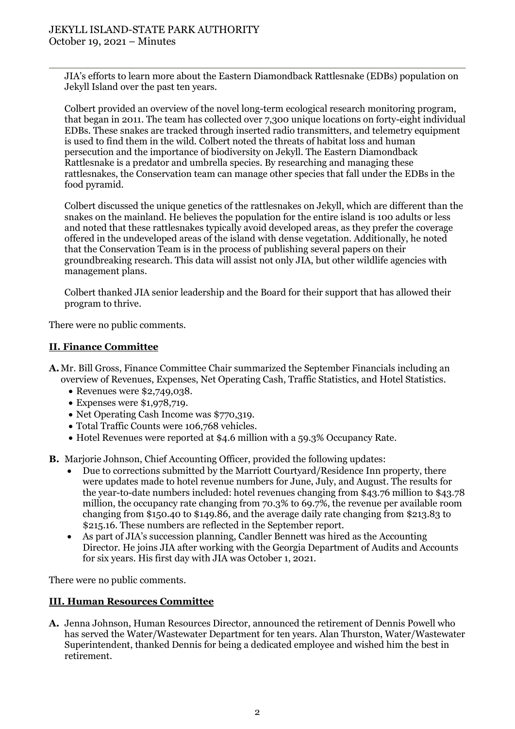JIA's efforts to learn more about the Eastern Diamondback Rattlesnake (EDBs) population on Jekyll Island over the past ten years.

Colbert provided an overview of the novel long-term ecological research monitoring program, that began in 2011. The team has collected over 7,300 unique locations on forty-eight individual EDBs. These snakes are tracked through inserted radio transmitters, and telemetry equipment is used to find them in the wild. Colbert noted the threats of habitat loss and human persecution and the importance of biodiversity on Jekyll. The Eastern Diamondback Rattlesnake is a predator and umbrella species. By researching and managing these rattlesnakes, the Conservation team can manage other species that fall under the EDBs in the food pyramid.

Colbert discussed the unique genetics of the rattlesnakes on Jekyll, which are different than the snakes on the mainland. He believes the population for the entire island is 100 adults or less and noted that these rattlesnakes typically avoid developed areas, as they prefer the coverage offered in the undeveloped areas of the island with dense vegetation. Additionally, he noted that the Conservation Team is in the process of publishing several papers on their groundbreaking research. This data will assist not only JIA, but other wildlife agencies with management plans.

Colbert thanked JIA senior leadership and the Board for their support that has allowed their program to thrive.

There were no public comments.

## II. Finance Committee

**A.** Mr. Bill Gross, Finance Committee Chair summarized the September Financials including an overview of Revenues, Expenses, Net Operating Cash, Traffic Statistics, and Hotel Statistics.

- Revenues were $2,749,038.
- Expenses were $1,978,719.
- Net Operating Cash Income was $770,319.
- Total Traffic Counts were 106,768 vehicles.
- Hotel Revenues were reported at $4.6 million with a 59.3% Occupancy Rate.

**B.** Marjorie Johnson, Chief Accounting Officer, provided the following updates:

- Due to corrections submitted by the Marriott Courtyard/Residence Inn property, there were updates made to hotel revenue numbers for June, July, and August. The results for the year-to-date numbers included: hotel revenues changing from $43.76 million to $43.78 million, the occupancy rate changing from 70.3% to 69.7%, the revenue per available room changing from $150.40 to $149.86, and the average daily rate changing from $213.83 to $215.16. These numbers are reflected in the September report.
- As part of JIA's succession planning, Candler Bennett was hired as the Accounting Director. He joins JIA after working with the Georgia Department of Audits and Accounts for six years. His first day with JIA was October 1, 2021.

There were no public comments.

## III. Human Resources Committee

**A.** Jenna Johnson, Human Resources Director, announced the retirement of Dennis Powell who has served the Water/Wastewater Department for ten years. Alan Thurston, Water/Wastewater Superintendent, thanked Dennis for being a dedicated employee and wished him the best in retirement.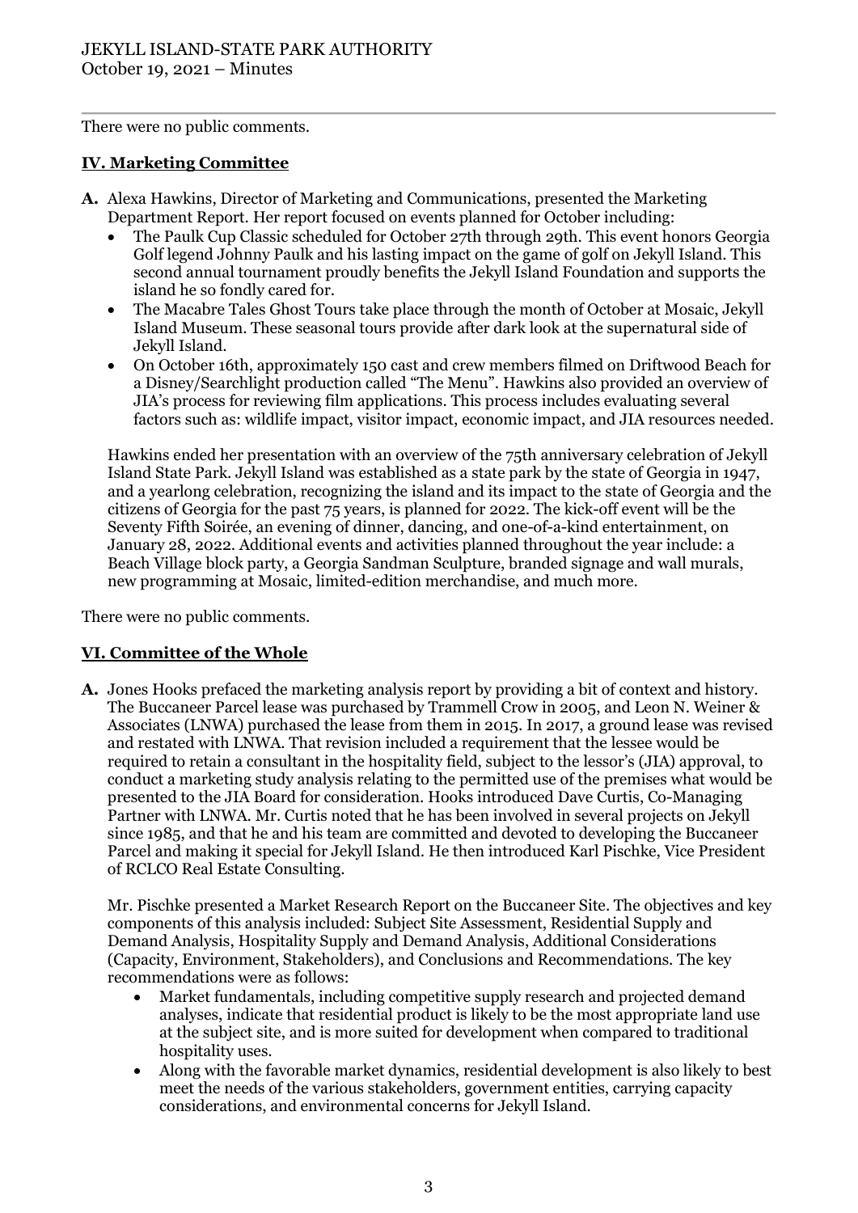There were no public comments.

## IV. Marketing Committee

**A.** Alexa Hawkins, Director of Marketing and Communications, presented the Marketing Department Report. Her report focused on events planned for October including:

- The Paulk Cup Classic scheduled for October 27th through 29th. This event honors Georgia Golf legend Johnny Paulk and his lasting impact on the game of golf on Jekyll Island. This second annual tournament proudly benefits the Jekyll Island Foundation and supports the island he so fondly cared for.
- The Macabre Tales Ghost Tours take place through the month of October at Mosaic, Jekyll Island Museum. These seasonal tours provide after dark look at the supernatural side of Jekyll Island.
- On October 16th, approximately 150 cast and crew members filmed on Driftwood Beach for a Disney/Searchlight production called "The Menu". Hawkins also provided an overview of JIA's process for reviewing film applications. This process includes evaluating several factors such as: wildlife impact, visitor impact, economic impact, and JIA resources needed.

Hawkins ended her presentation with an overview of the 75th anniversary celebration of Jekyll Island State Park. Jekyll Island was established as a state park by the state of Georgia in 1947, and a yearlong celebration, recognizing the island and its impact to the state of Georgia and the citizens of Georgia for the past 75 years, is planned for 2022. The kick-off event will be the Seventy Fifth Soirée, an evening of dinner, dancing, and one-of-a-kind entertainment, on January 28, 2022. Additional events and activities planned throughout the year include: a Beach Village block party, a Georgia Sandman Sculpture, branded signage and wall murals, new programming at Mosaic, limited-edition merchandise, and much more.

There were no public comments.

## VI. Committee of the Whole

**A.** Jones Hooks prefaced the marketing analysis report by providing a bit of context and history. The Buccaneer Parcel lease was purchased by Trammell Crow in 2005, and Leon N. Weiner & Associates (LNWA) purchased the lease from them in 2015. In 2017, a ground lease was revised and restated with LNWA. That revision included a requirement that the lessee would be required to retain a consultant in the hospitality field, subject to the lessor's (JIA) approval, to conduct a marketing study analysis relating to the permitted use of the premises what would be presented to the JIA Board for consideration. Hooks introduced Dave Curtis, Co-Managing Partner with LNWA. Mr. Curtis noted that he has been involved in several projects on Jekyll since 1985, and that he and his team are committed and devoted to developing the Buccaneer Parcel and making it special for Jekyll Island. He then introduced Karl Pischke, Vice President of RCLCO Real Estate Consulting.

Mr. Pischke presented a Market Research Report on the Buccaneer Site. The objectives and key components of this analysis included: Subject Site Assessment, Residential Supply and Demand Analysis, Hospitality Supply and Demand Analysis, Additional Considerations (Capacity, Environment, Stakeholders), and Conclusions and Recommendations. The key recommendations were as follows:

- Market fundamentals, including competitive supply research and projected demand analyses, indicate that residential product is likely to be the most appropriate land use at the subject site, and is more suited for development when compared to traditional hospitality uses.
- Along with the favorable market dynamics, residential development is also likely to best meet the needs of the various stakeholders, government entities, carrying capacity considerations, and environmental concerns for Jekyll Island.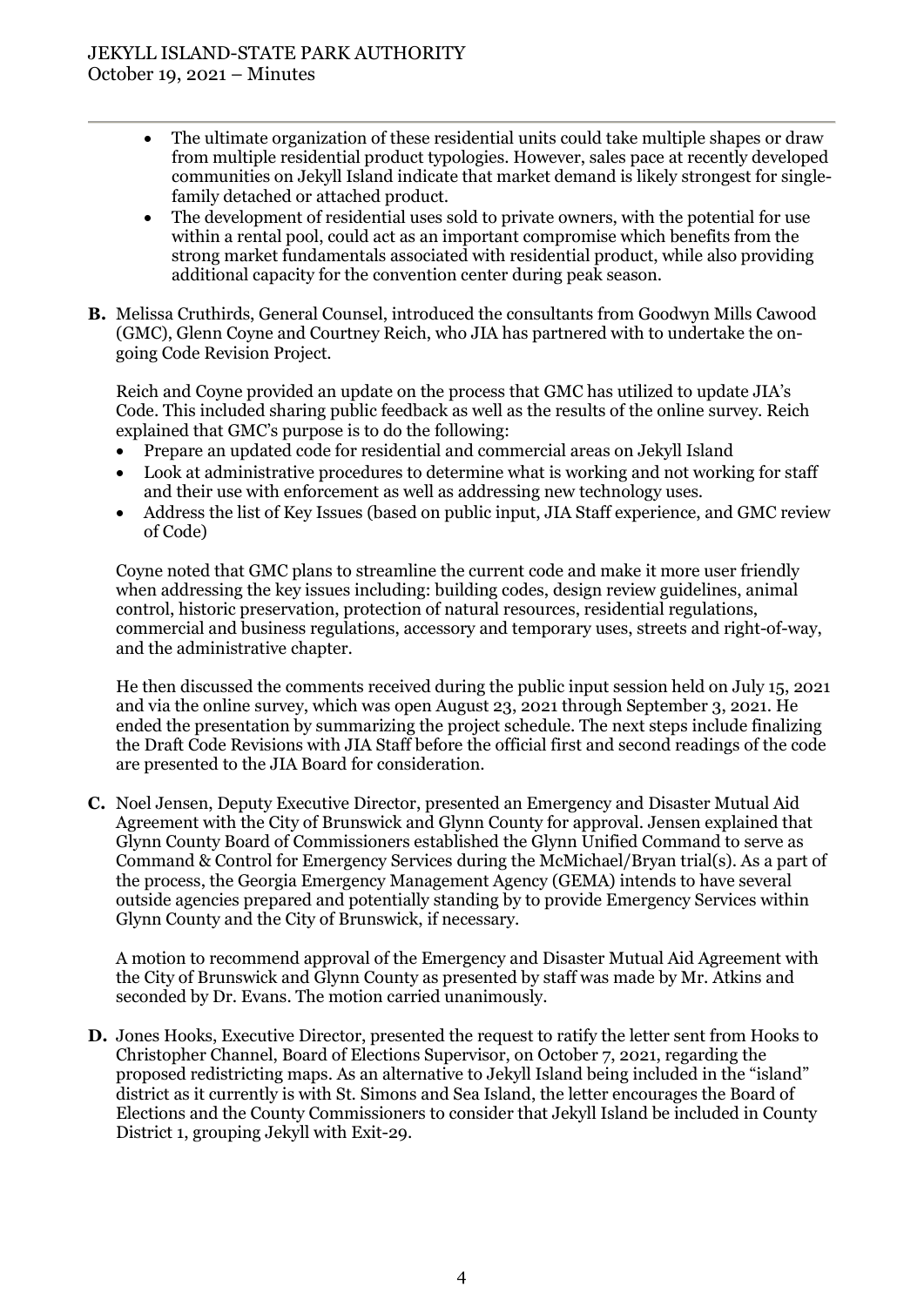- The ultimate organization of these residential units could take multiple shapes or draw from multiple residential product typologies. However, sales pace at recently developed communities on Jekyll Island indicate that market demand is likely strongest for single-family detached or attached product.
- The development of residential uses sold to private owners, with the potential for use within a rental pool, could act as an important compromise which benefits from the strong market fundamentals associated with residential product, while also providing additional capacity for the convention center during peak season.

**B.** Melissa Cruthirds, General Counsel, introduced the consultants from Goodwyn Mills Cawood (GMC), Glenn Coyne and Courtney Reich, who JIA has partnered with to undertake the on-going Code Revision Project.

Reich and Coyne provided an update on the process that GMC has utilized to update JIA's Code. This included sharing public feedback as well as the results of the online survey. Reich explained that GMC's purpose is to do the following:

- Prepare an updated code for residential and commercial areas on Jekyll Island
- Look at administrative procedures to determine what is working and not working for staff and their use with enforcement as well as addressing new technology uses.
- Address the list of Key Issues (based on public input, JIA Staff experience, and GMC review of Code)

Coyne noted that GMC plans to streamline the current code and make it more user friendly when addressing the key issues including: building codes, design review guidelines, animal control, historic preservation, protection of natural resources, residential regulations, commercial and business regulations, accessory and temporary uses, streets and right-of-way, and the administrative chapter.

He then discussed the comments received during the public input session held on July 15, 2021 and via the online survey, which was open August 23, 2021 through September 3, 2021. He ended the presentation by summarizing the project schedule. The next steps include finalizing the Draft Code Revisions with JIA Staff before the official first and second readings of the code are presented to the JIA Board for consideration.

**C.** Noel Jensen, Deputy Executive Director, presented an Emergency and Disaster Mutual Aid Agreement with the City of Brunswick and Glynn County for approval. Jensen explained that Glynn County Board of Commissioners established the Glynn Unified Command to serve as Command & Control for Emergency Services during the McMichael/Bryan trial(s). As a part of the process, the Georgia Emergency Management Agency (GEMA) intends to have several outside agencies prepared and potentially standing by to provide Emergency Services within Glynn County and the City of Brunswick, if necessary.

A motion to recommend approval of the Emergency and Disaster Mutual Aid Agreement with the City of Brunswick and Glynn County as presented by staff was made by Mr. Atkins and seconded by Dr. Evans. The motion carried unanimously.

**D.** Jones Hooks, Executive Director, presented the request to ratify the letter sent from Hooks to Christopher Channel, Board of Elections Supervisor, on October 7, 2021, regarding the proposed redistricting maps. As an alternative to Jekyll Island being included in the "island" district as it currently is with St. Simons and Sea Island, the letter encourages the Board of Elections and the County Commissioners to consider that Jekyll Island be included in County District 1, grouping Jekyll with Exit-29.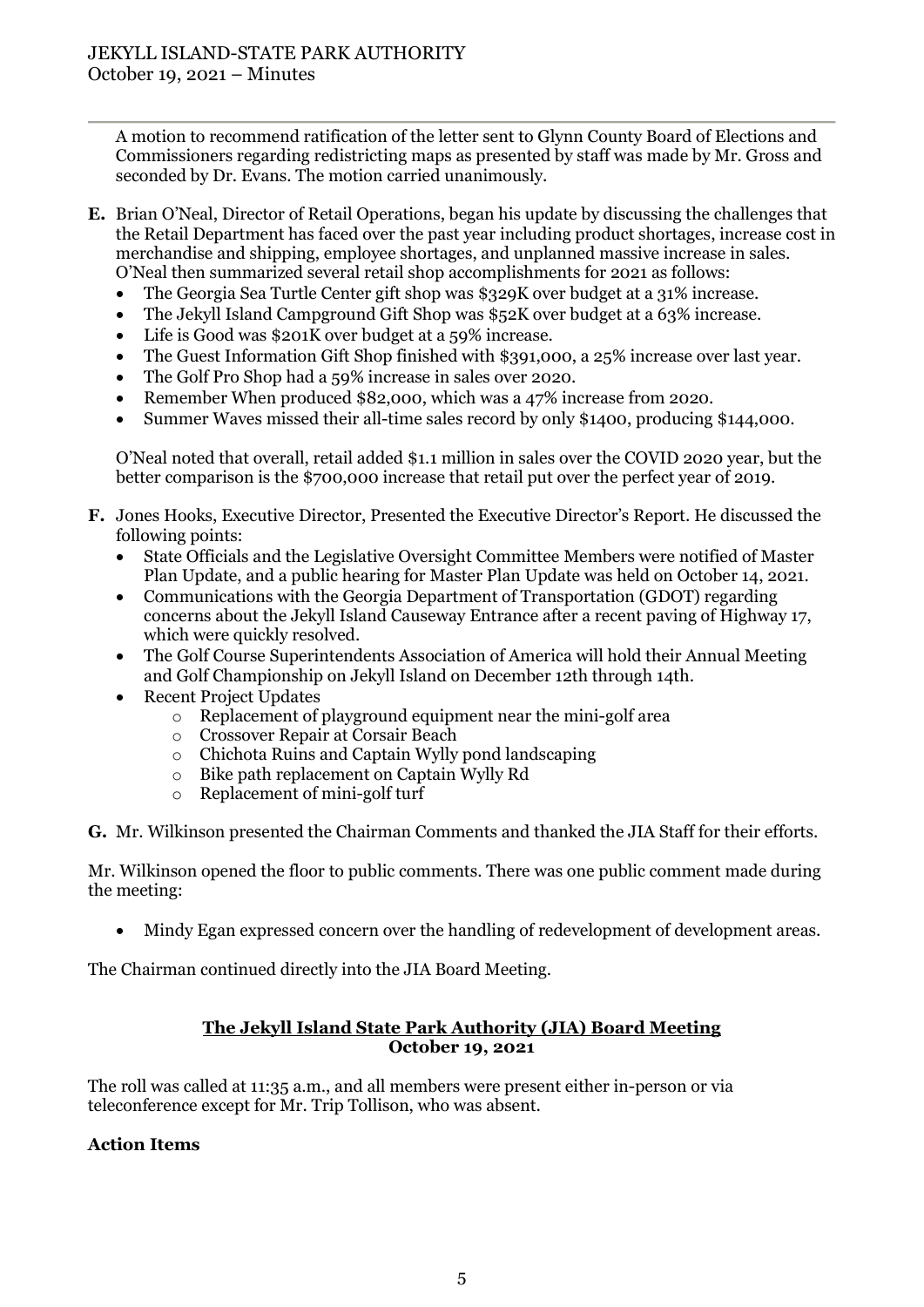A motion to recommend ratification of the letter sent to Glynn County Board of Elections and Commissioners regarding redistricting maps as presented by staff was made by Mr. Gross and seconded by Dr. Evans. The motion carried unanimously.

**E.** Brian O'Neal, Director of Retail Operations, began his update by discussing the challenges that the Retail Department has faced over the past year including product shortages, increase cost in merchandise and shipping, employee shortages, and unplanned massive increase in sales. O'Neal then summarized several retail shop accomplishments for 2021 as follows:

- The Georgia Sea Turtle Center gift shop was $329K over budget at a 31% increase.
- The Jekyll Island Campground Gift Shop was $52K over budget at a 63% increase.
- Life is Good was $201K over budget at a 59% increase.
- The Guest Information Gift Shop finished with $391,000, a 25% increase over last year.
- The Golf Pro Shop had a 59% increase in sales over 2020.
- Remember When produced $82,000, which was a 47% increase from 2020.
- Summer Waves missed their all-time sales record by only $1400, producing $144,000.

O'Neal noted that overall, retail added $1.1 million in sales over the COVID 2020 year, but the better comparison is the $700,000 increase that retail put over the perfect year of 2019.

**F.** Jones Hooks, Executive Director, Presented the Executive Director's Report. He discussed the following points:

- State Officials and the Legislative Oversight Committee Members were notified of Master Plan Update, and a public hearing for Master Plan Update was held on October 14, 2021.
- Communications with the Georgia Department of Transportation (GDOT) regarding concerns about the Jekyll Island Causeway Entrance after a recent paving of Highway 17, which were quickly resolved.
- The Golf Course Superintendents Association of America will hold their Annual Meeting and Golf Championship on Jekyll Island on December 12th through 14th.
- Recent Project Updates
  - Replacement of playground equipment near the mini-golf area
  - Crossover Repair at Corsair Beach
  - Chichota Ruins and Captain Wylly pond landscaping
  - Bike path replacement on Captain Wylly Rd
  - Replacement of mini-golf turf

**G.** Mr. Wilkinson presented the Chairman Comments and thanked the JIA Staff for their efforts.

Mr. Wilkinson opened the floor to public comments. There was one public comment made during the meeting:

- Mindy Egan expressed concern over the handling of redevelopment of development areas.

The Chairman continued directly into the JIA Board Meeting.

**The Jekyll Island State Park Authority (JIA) Board Meeting**
**October 19, 2021**

The roll was called at 11:35 a.m., and all members were present either in-person or via teleconference except for Mr. Trip Tollison, who was absent.

**Action Items**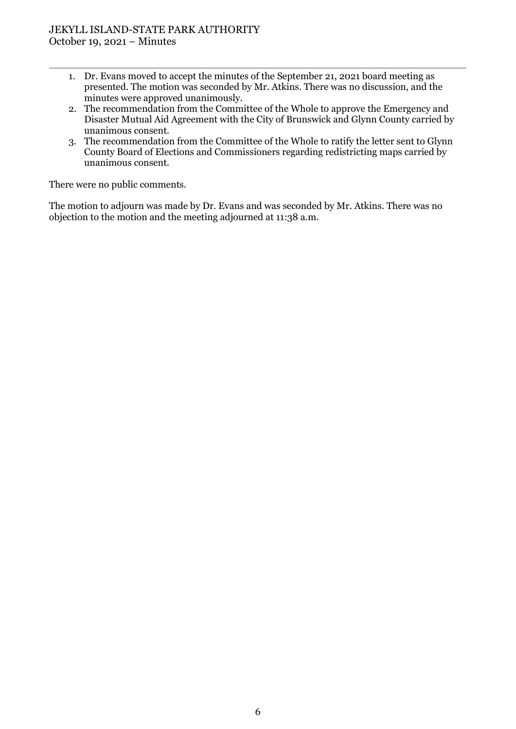1. Dr. Evans moved to accept the minutes of the September 21, 2021 board meeting as presented. The motion was seconded by Mr. Atkins. There was no discussion, and the minutes were approved unanimously.
2. The recommendation from the Committee of the Whole to approve the Emergency and Disaster Mutual Aid Agreement with the City of Brunswick and Glynn County carried by unanimous consent.
3. The recommendation from the Committee of the Whole to ratify the letter sent to Glynn County Board of Elections and Commissioners regarding redistricting maps carried by unanimous consent.

There were no public comments.

The motion to adjourn was made by Dr. Evans and was seconded by Mr. Atkins. There was no objection to the motion and the meeting adjourned at 11:38 a.m.